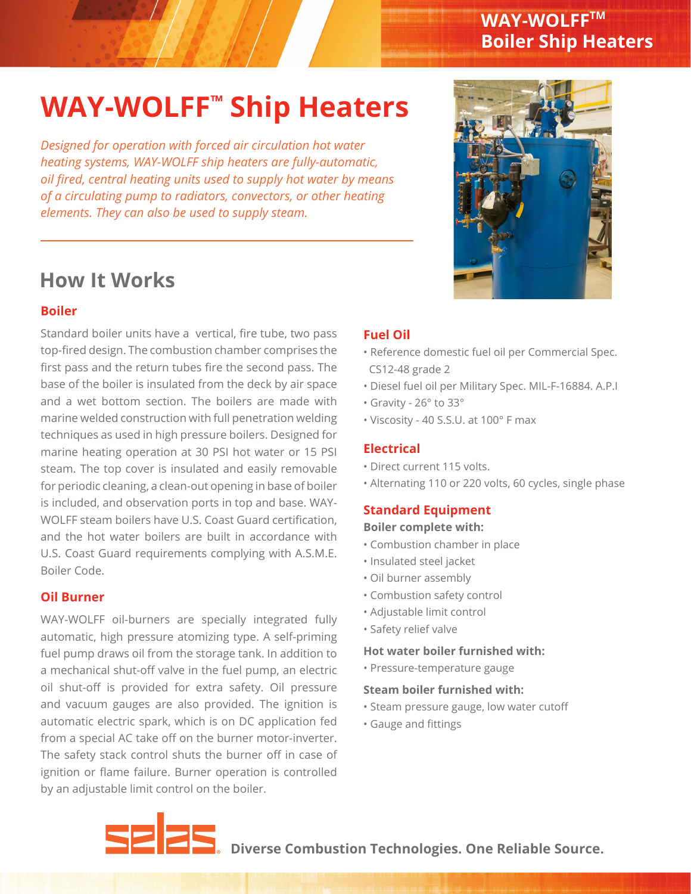# WAY-WOLFF™ Ship Heaters

*Designed for operation with forced air circulation hot water heating systems, WAY-WOLFF ship heaters are fully-automatic, oil fired, central heating units used to supply hot water by means of a circulating pump to radiators, convectors, or other heating elements. They can also be used to supply steam.*

## How It Works

### Boiler

Standard boiler units have a vertical, fire tube, two pass top-fired design. The combustion chamber comprises the first pass and the return tubes fire the second pass. The base of the boiler is insulated from the deck by air space and a wet bottom section. The boilers are made with marine welded construction with full penetration welding techniques as used in high pressure boilers. Designed for marine heating operation at 30 PSI hot water or 15 PSI steam. The top cover is insulated and easily removable for periodic cleaning, a clean-out opening in base of boiler is included, and observation ports in top and base. WAY-WOLFF steam boilers have U.S. Coast Guard certification, and the hot water boilers are built in accordance with U.S. Coast Guard requirements complying with A.S.M.E. Boiler Code.

### Oil Burner

WAY-WOLFF oil-burners are specially integrated fully automatic, high pressure atomizing type. A self-priming fuel pump draws oil from the storage tank. In addition to a mechanical shut-off valve in the fuel pump, an electric oil shut-off is provided for extra safety. Oil pressure and vacuum gauges are also provided. The ignition is automatic electric spark, which is on DC application fed from a special AC take off on the burner motor-inverter. The safety stack control shuts the burner off in case of ignition or flame failure. Burner operation is controlled by an adjustable limit control on the boiler.

### Fuel Oil

- Reference domestic fuel oil per Commercial Spec. CS12-48 grade 2
- Diesel fuel oil per Military Spec. MIL-F-16884. A.P.I
- Gravity - 26° to 33°
- Viscosity - 40 S.S.U. at 100° F max

### Electrical

- Direct current 115 volts.
- Alternating 110 or 220 volts, 60 cycles, single phase

### Standard Equipment

**Boiler complete with:**

- Combustion chamber in place
- Insulated steel jacket
- Oil burner assembly
- Combustion safety control
- Adjustable limit control
- Safety relief valve

**Hot water boiler furnished with:**

- Pressure-temperature gauge

**Steam boiler furnished with:**

- Steam pressure gauge, low water cutoff
- Gauge and fittings

**Diverse Combustion Technologies. One Reliable Source.**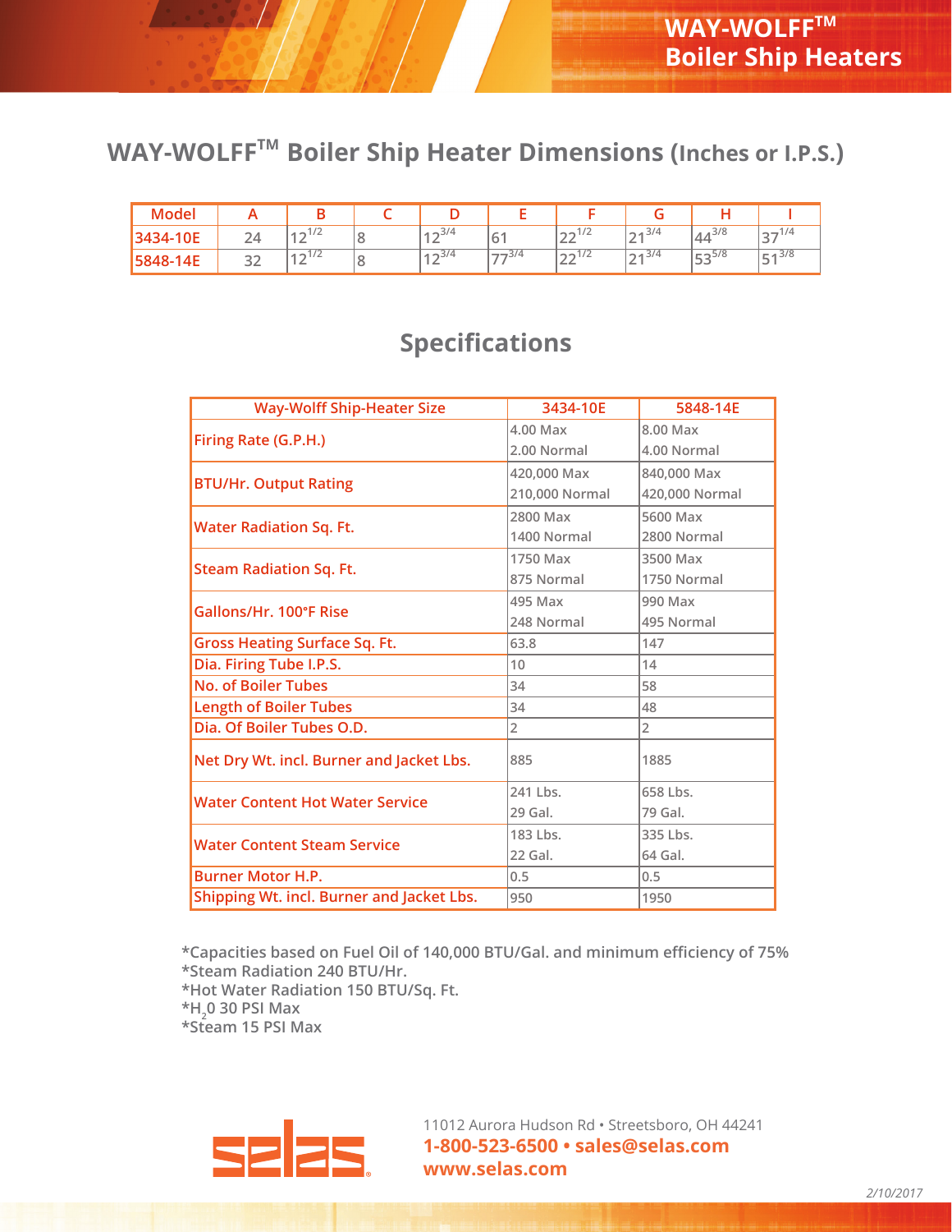# WAY-WOLFF™ Boiler Ship Heater Dimensions (Inches or I.P.S.)

| Model | A | B | C | D | E | F | G | H | I |
|---|---|---|---|---|---|---|---|---|---|
| 3434-10E | 24 | 12 1/2 | 8 | 12 3/4 | 61 | 22 1/2 | 21 3/4 | 44 3/8 | 37 1/4 |
| 5848-14E | 32 | 12 1/2 | 8 | 12 3/4 | 77 3/4 | 22 1/2 | 21 3/4 | 53 5/8 | 51 3/8 |

## Specifications

| Way-Wolff Ship-Heater Size | 3434-10E | 5848-14E |
|---|---|---|
| Firing Rate (G.P.H.) | 4.00 Max<br>2.00 Normal | 8.00 Max<br>4.00 Normal |
| BTU/Hr. Output Rating | 420,000 Max<br>210,000 Normal | 840,000 Max<br>420,000 Normal |
| Water Radiation Sq. Ft. | 2800 Max<br>1400 Normal | 5600 Max<br>2800 Normal |
| Steam Radiation Sq. Ft. | 1750 Max<br>875 Normal | 3500 Max<br>1750 Normal |
| Gallons/Hr. 100°F Rise | 495 Max<br>248 Normal | 990 Max<br>495 Normal |
| Gross Heating Surface Sq. Ft. | 63.8 | 147 |
| Dia. Firing Tube I.P.S. | 10 | 14 |
| No. of Boiler Tubes | 34 | 58 |
| Length of Boiler Tubes | 34 | 48 |
| Dia. Of Boiler Tubes O.D. | 2 | 2 |
| Net Dry Wt. incl. Burner and Jacket Lbs. | 885 | 1885 |
| Water Content Hot Water Service | 241 Lbs.<br>29 Gal. | 658 Lbs.<br>79 Gal. |
| Water Content Steam Service | 183 Lbs.<br>22 Gal. | 335 Lbs.<br>64 Gal. |
| Burner Motor H.P. | 0.5 | 0.5 |
| Shipping Wt. incl. Burner and Jacket Lbs. | 950 | 1950 |

*Capacities based on Fuel Oil of 140,000 BTU/Gal. and minimum efficiency of 75%
*Steam Radiation 240 BTU/Hr.
*Hot Water Radiation 150 BTU/Sq. Ft.
*$H_20$ 30 PSI Max
*Steam 15 PSI Max

11012 Aurora Hudson Rd • Streetsboro, OH 44241
**1-800-523-6500 • sales@selas.com**
**www.selas.com**

2/10/2017